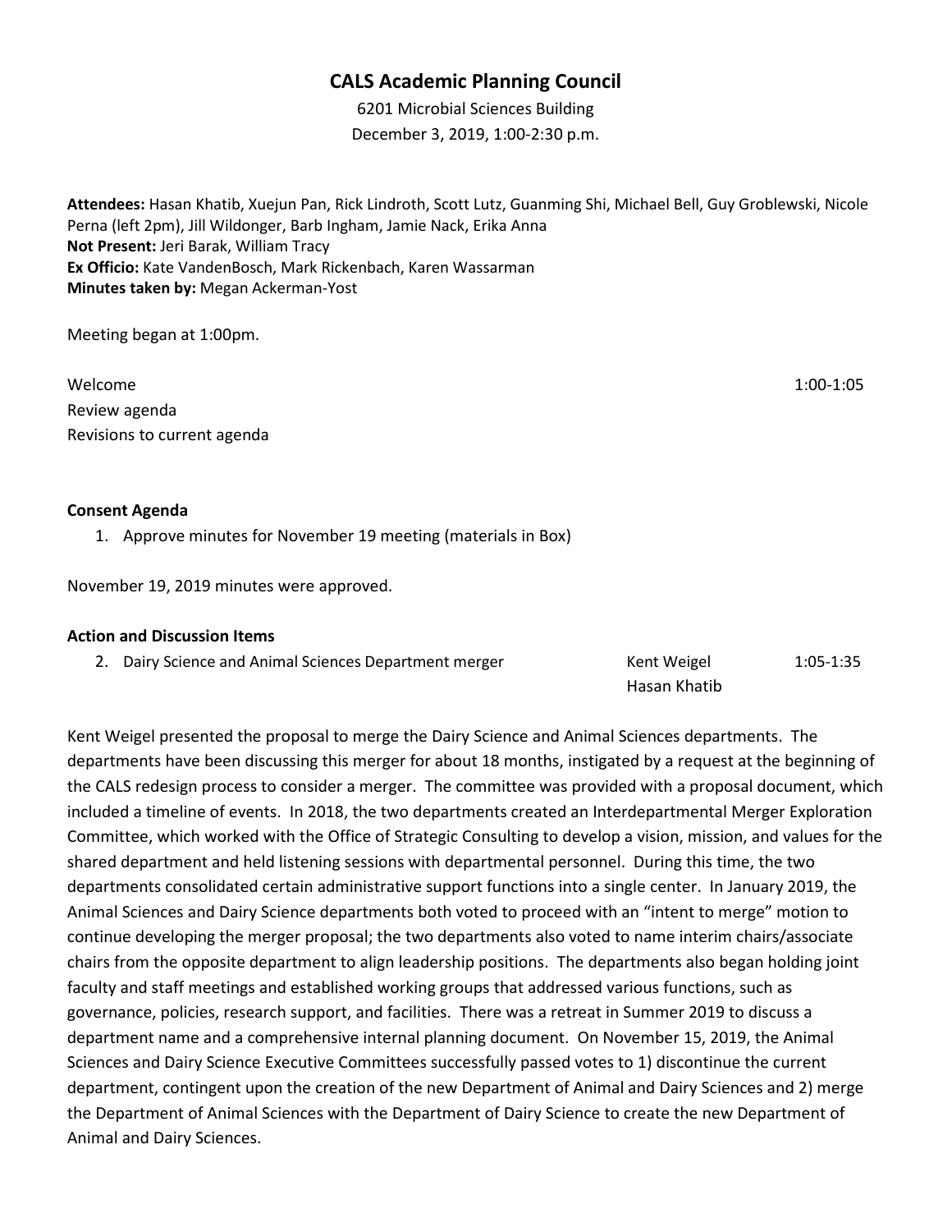# CALS Academic Planning Council

6201 Microbial Sciences Building
December 3, 2019, 1:00-2:30 p.m.

**Attendees:** Hasan Khatib, Xuejun Pan, Rick Lindroth, Scott Lutz, Guanming Shi, Michael Bell, Guy Groblewski, Nicole Perna (left 2pm), Jill Wildonger, Barb Ingham, Jamie Nack, Erika Anna
**Not Present:** Jeri Barak, William Tracy
**Ex Officio:** Kate VandenBosch, Mark Rickenbach, Karen Wassarman
**Minutes taken by:** Megan Ackerman-Yost

Meeting began at 1:00pm.

Welcome 1:00-1:05
Review agenda
Revisions to current agenda

**Consent Agenda**

1. Approve minutes for November 19 meeting (materials in Box)

November 19, 2019 minutes were approved.

**Action and Discussion Items**

2. Dairy Science and Animal Sciences Department merger — Kent Weigel, Hasan Khatib — 1:05-1:35

Kent Weigel presented the proposal to merge the Dairy Science and Animal Sciences departments. The departments have been discussing this merger for about 18 months, instigated by a request at the beginning of the CALS redesign process to consider a merger. The committee was provided with a proposal document, which included a timeline of events. In 2018, the two departments created an Interdepartmental Merger Exploration Committee, which worked with the Office of Strategic Consulting to develop a vision, mission, and values for the shared department and held listening sessions with departmental personnel. During this time, the two departments consolidated certain administrative support functions into a single center. In January 2019, the Animal Sciences and Dairy Science departments both voted to proceed with an "intent to merge" motion to continue developing the merger proposal; the two departments also voted to name interim chairs/associate chairs from the opposite department to align leadership positions. The departments also began holding joint faculty and staff meetings and established working groups that addressed various functions, such as governance, policies, research support, and facilities. There was a retreat in Summer 2019 to discuss a department name and a comprehensive internal planning document. On November 15, 2019, the Animal Sciences and Dairy Science Executive Committees successfully passed votes to 1) discontinue the current department, contingent upon the creation of the new Department of Animal and Dairy Sciences and 2) merge the Department of Animal Sciences with the Department of Dairy Science to create the new Department of Animal and Dairy Sciences.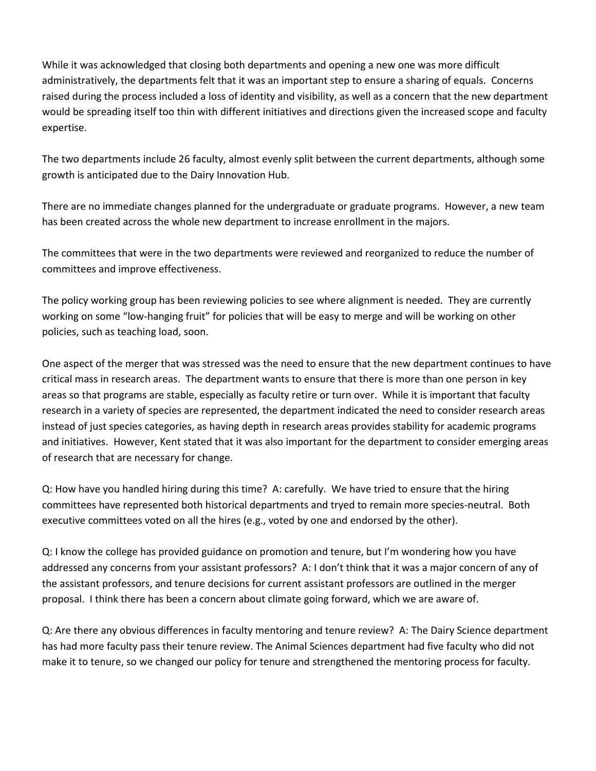While it was acknowledged that closing both departments and opening a new one was more difficult administratively, the departments felt that it was an important step to ensure a sharing of equals. Concerns raised during the process included a loss of identity and visibility, as well as a concern that the new department would be spreading itself too thin with different initiatives and directions given the increased scope and faculty expertise.

The two departments include 26 faculty, almost evenly split between the current departments, although some growth is anticipated due to the Dairy Innovation Hub.

There are no immediate changes planned for the undergraduate or graduate programs. However, a new team has been created across the whole new department to increase enrollment in the majors.

The committees that were in the two departments were reviewed and reorganized to reduce the number of committees and improve effectiveness.

The policy working group has been reviewing policies to see where alignment is needed. They are currently working on some "low-hanging fruit" for policies that will be easy to merge and will be working on other policies, such as teaching load, soon.

One aspect of the merger that was stressed was the need to ensure that the new department continues to have critical mass in research areas. The department wants to ensure that there is more than one person in key areas so that programs are stable, especially as faculty retire or turn over. While it is important that faculty research in a variety of species are represented, the department indicated the need to consider research areas instead of just species categories, as having depth in research areas provides stability for academic programs and initiatives. However, Kent stated that it was also important for the department to consider emerging areas of research that are necessary for change.

Q: How have you handled hiring during this time? A: carefully. We have tried to ensure that the hiring committees have represented both historical departments and tryed to remain more species-neutral. Both executive committees voted on all the hires (e.g., voted by one and endorsed by the other).

Q: I know the college has provided guidance on promotion and tenure, but I'm wondering how you have addressed any concerns from your assistant professors? A: I don't think that it was a major concern of any of the assistant professors, and tenure decisions for current assistant professors are outlined in the merger proposal. I think there has been a concern about climate going forward, which we are aware of.

Q: Are there any obvious differences in faculty mentoring and tenure review? A: The Dairy Science department has had more faculty pass their tenure review. The Animal Sciences department had five faculty who did not make it to tenure, so we changed our policy for tenure and strengthened the mentoring process for faculty.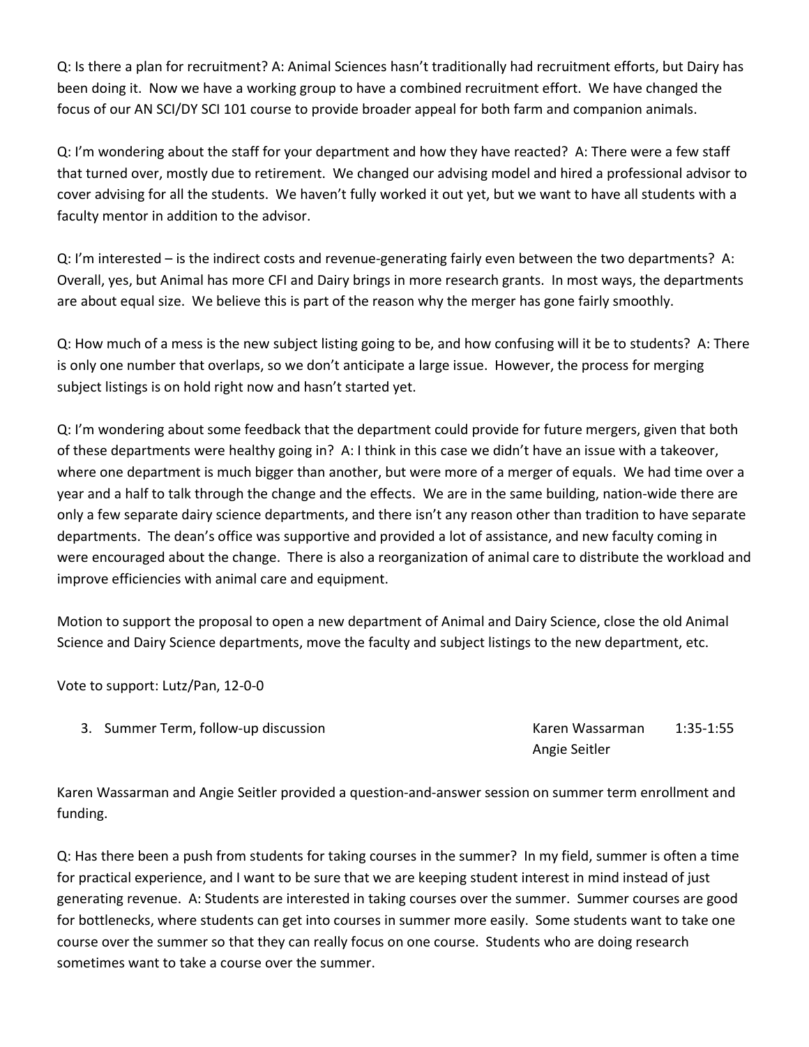Q: Is there a plan for recruitment? A: Animal Sciences hasn't traditionally had recruitment efforts, but Dairy has been doing it. Now we have a working group to have a combined recruitment effort. We have changed the focus of our AN SCI/DY SCI 101 course to provide broader appeal for both farm and companion animals.

Q: I'm wondering about the staff for your department and how they have reacted? A: There were a few staff that turned over, mostly due to retirement. We changed our advising model and hired a professional advisor to cover advising for all the students. We haven't fully worked it out yet, but we want to have all students with a faculty mentor in addition to the advisor.

Q: I'm interested – is the indirect costs and revenue-generating fairly even between the two departments? A: Overall, yes, but Animal has more CFI and Dairy brings in more research grants. In most ways, the departments are about equal size. We believe this is part of the reason why the merger has gone fairly smoothly.

Q: How much of a mess is the new subject listing going to be, and how confusing will it be to students? A: There is only one number that overlaps, so we don't anticipate a large issue. However, the process for merging subject listings is on hold right now and hasn't started yet.

Q: I'm wondering about some feedback that the department could provide for future mergers, given that both of these departments were healthy going in? A: I think in this case we didn't have an issue with a takeover, where one department is much bigger than another, but were more of a merger of equals. We had time over a year and a half to talk through the change and the effects. We are in the same building, nation-wide there are only a few separate dairy science departments, and there isn't any reason other than tradition to have separate departments. The dean's office was supportive and provided a lot of assistance, and new faculty coming in were encouraged about the change. There is also a reorganization of animal care to distribute the workload and improve efficiencies with animal care and equipment.

Motion to support the proposal to open a new department of Animal and Dairy Science, close the old Animal Science and Dairy Science departments, move the faculty and subject listings to the new department, etc.

Vote to support: Lutz/Pan, 12-0-0

3. Summer Term, follow-up discussion — Karen Wassarman, Angie Seitler — 1:35-1:55

Karen Wassarman and Angie Seitler provided a question-and-answer session on summer term enrollment and funding.

Q: Has there been a push from students for taking courses in the summer? In my field, summer is often a time for practical experience, and I want to be sure that we are keeping student interest in mind instead of just generating revenue. A: Students are interested in taking courses over the summer. Summer courses are good for bottlenecks, where students can get into courses in summer more easily. Some students want to take one course over the summer so that they can really focus on one course. Students who are doing research sometimes want to take a course over the summer.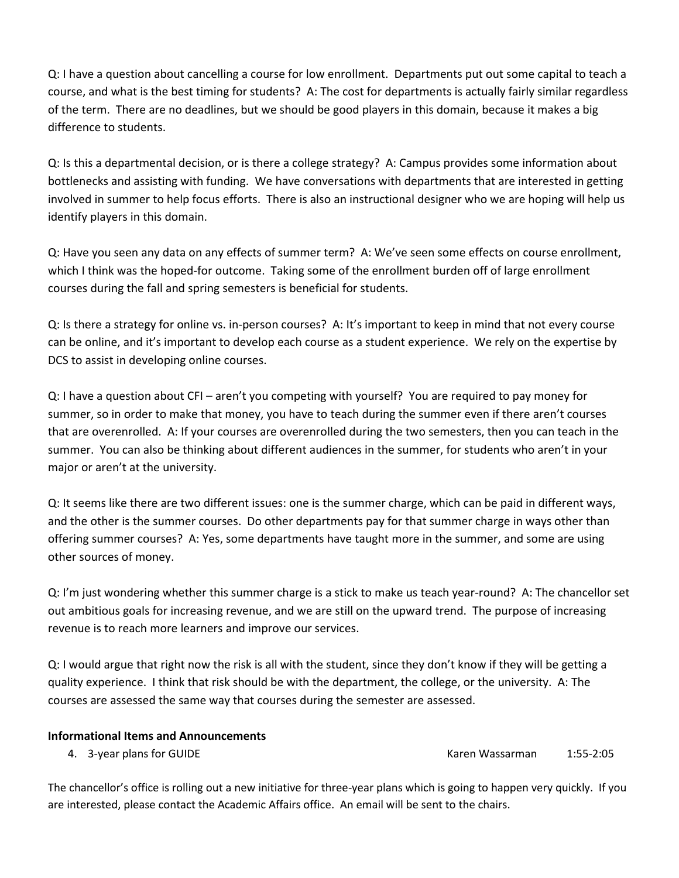Q: I have a question about cancelling a course for low enrollment. Departments put out some capital to teach a course, and what is the best timing for students? A: The cost for departments is actually fairly similar regardless of the term. There are no deadlines, but we should be good players in this domain, because it makes a big difference to students.

Q: Is this a departmental decision, or is there a college strategy? A: Campus provides some information about bottlenecks and assisting with funding. We have conversations with departments that are interested in getting involved in summer to help focus efforts. There is also an instructional designer who we are hoping will help us identify players in this domain.

Q: Have you seen any data on any effects of summer term? A: We've seen some effects on course enrollment, which I think was the hoped-for outcome. Taking some of the enrollment burden off of large enrollment courses during the fall and spring semesters is beneficial for students.

Q: Is there a strategy for online vs. in-person courses? A: It's important to keep in mind that not every course can be online, and it's important to develop each course as a student experience. We rely on the expertise by DCS to assist in developing online courses.

Q: I have a question about CFI – aren't you competing with yourself? You are required to pay money for summer, so in order to make that money, you have to teach during the summer even if there aren't courses that are overenrolled. A: If your courses are overenrolled during the two semesters, then you can teach in the summer. You can also be thinking about different audiences in the summer, for students who aren't in your major or aren't at the university.

Q: It seems like there are two different issues: one is the summer charge, which can be paid in different ways, and the other is the summer courses. Do other departments pay for that summer charge in ways other than offering summer courses? A: Yes, some departments have taught more in the summer, and some are using other sources of money.

Q: I'm just wondering whether this summer charge is a stick to make us teach year-round? A: The chancellor set out ambitious goals for increasing revenue, and we are still on the upward trend. The purpose of increasing revenue is to reach more learners and improve our services.

Q: I would argue that right now the risk is all with the student, since they don't know if they will be getting a quality experience. I think that risk should be with the department, the college, or the university. A: The courses are assessed the same way that courses during the semester are assessed.

**Informational Items and Announcements**

4. 3-year plans for GUIDE — Karen Wassarman — 1:55-2:05

The chancellor's office is rolling out a new initiative for three-year plans which is going to happen very quickly. If you are interested, please contact the Academic Affairs office. An email will be sent to the chairs.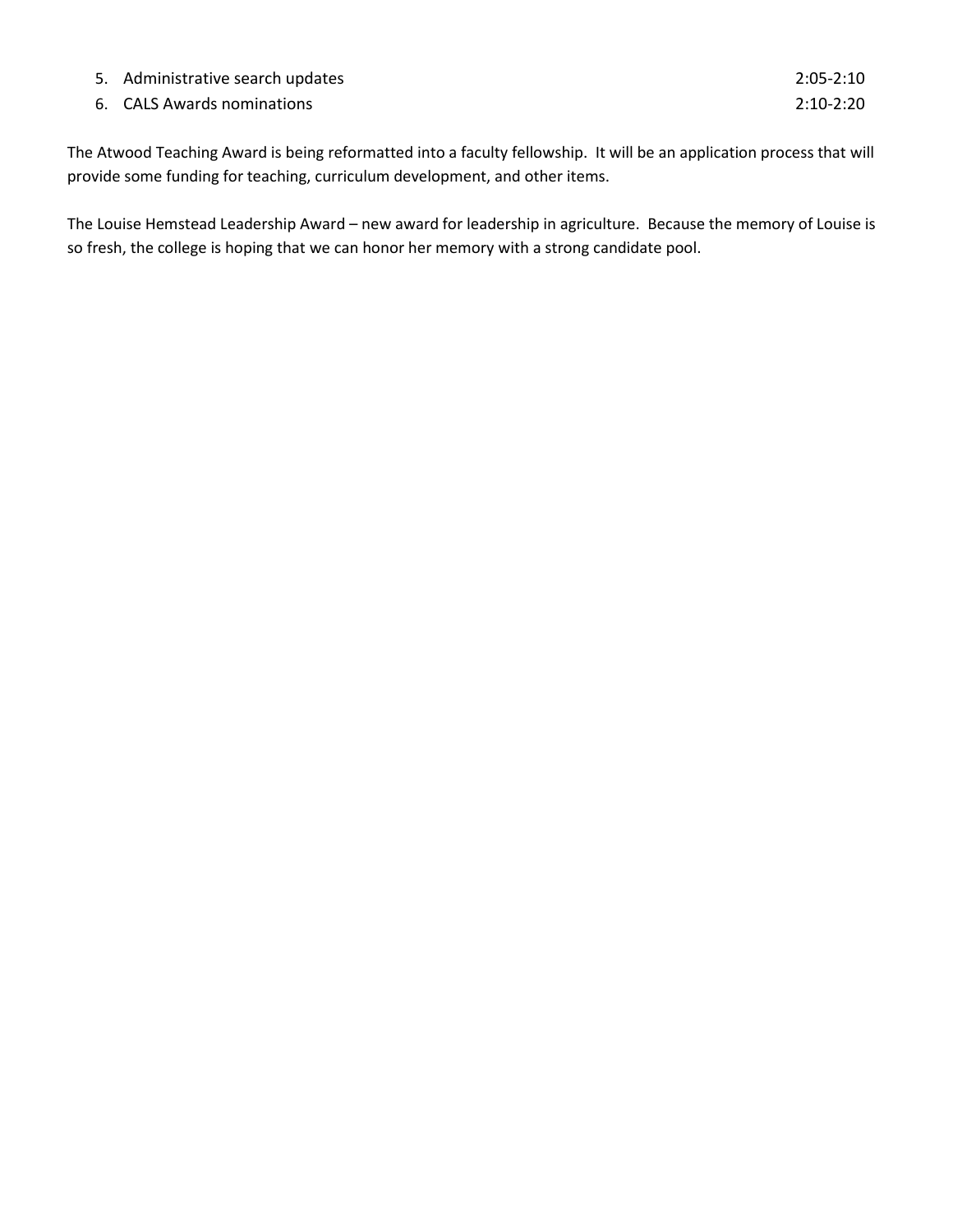5. Administrative search updates 2:05-2:10
6. CALS Awards nominations 2:10-2:20

The Atwood Teaching Award is being reformatted into a faculty fellowship. It will be an application process that will provide some funding for teaching, curriculum development, and other items.

The Louise Hemstead Leadership Award – new award for leadership in agriculture. Because the memory of Louise is so fresh, the college is hoping that we can honor her memory with a strong candidate pool.